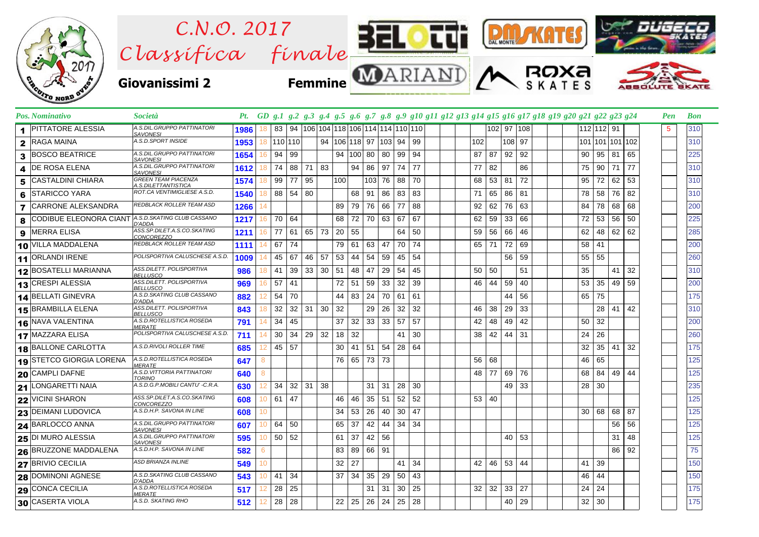# C.N.O. 2017 Classifica finale

**Giovanissimi 2** **Femmine**

| Pos. | Nominativo | Società | Pt. | GD | g.1 | g.2 | g.3 | g.4 | g.5 | g.6 | g.7 | g.8 | g.9 | g.10 | g.11 | g.12 | g.13 | g.14 | g.15 | g.16 | g.17 | g.18 | g.19 | g.20 | g.21 | g.22 | g.23 | g.24 | Pen | Bon |
|---|---|---|---|---|---|---|---|---|---|---|---|---|---|---|---|---|---|---|---|---|---|---|---|---|---|---|---|---|---|---|
| 1 | PITTATORE ALESSIA | A.S.DIL.GRUPPO PATTINATORI SAVONESI | 1986 | 18 | 83 | 94 | 106 | 104 | 118 | 106 | 114 | 114 | 110 | 110 | | | | | | 102 | 97 | 108 | | | 112 | 112 | 91 | | 5 | 310 |
| 2 | RAGA MAINA | A.S.D.SPORT INSIDE | 1953 | 18 | 110 | 110 | | 94 | 106 | 118 | 97 | 103 | 94 | 99 | | | | | 102 | | 108 | 97 | | | 101 | 101 | 101 | 102 | | 310 |
| 3 | BOSCO BEATRICE | A.S.DIL.GRUPPO PATTINATORI SAVONESI | 1654 | 16 | 94 | 99 | | | 94 | 100 | 80 | 80 | 99 | 94 | | | | | 87 | 87 | 92 | 92 | | | 90 | 95 | 81 | 65 | | 225 |
| 4 | DE ROSA ELENA | A.S.DIL.GRUPPO PATTINATORI SAVONESI | 1612 | 18 | 74 | 88 | 71 | 83 | | 94 | 86 | 97 | 74 | 77 | | | | | 77 | 82 | | 86 | | | 75 | 90 | 71 | 77 | | 310 |
| 5 | CASTALDINI CHIARA | GREEN TEAM PIACENZA A.S.DILETTANTISTICA | 1574 | 18 | 99 | 77 | 95 | | 100 | | 103 | 76 | 88 | 70 | | | | | 68 | 53 | 81 | 72 | | | 95 | 72 | 62 | 53 | | 310 |
| 6 | STARICCO YARA | ROT.CA VENTIMIGLIESE A.S.D. | 1540 | 18 | 88 | 54 | 80 | | | 68 | 91 | 86 | 83 | 83 | | | | | 71 | 65 | 86 | 81 | | | 78 | 58 | 76 | 82 | | 310 |
| 7 | CARRONE ALEKSANDRA | REDBLACK ROLLER TEAM ASD | 1266 | 14 | | | | | 89 | 79 | 76 | 66 | 77 | 88 | | | | | 92 | 62 | 76 | 63 | | | 84 | 78 | 68 | 68 | | 200 |
| 8 | CODIBUE ELEONORA CIANT | A.S.D.SKATING CLUB CASSANO D'ADDA | 1217 | 16 | 70 | 64 | | | 68 | 72 | 70 | 63 | 67 | 67 | | | | | 62 | 59 | 33 | 66 | | | 72 | 53 | 56 | 50 | | 225 |
| 9 | MERRA ELISA | ASS.SP.DILET.A.S.CO.SKATING CONCOREZZO | 1211 | 16 | 77 | 61 | 65 | 73 | 20 | 55 | | | 64 | 50 | | | | | 59 | 56 | 66 | 46 | | | 62 | 48 | 62 | 62 | | 285 |
| 10 | VILLA MADDALENA | REDBLACK ROLLER TEAM ASD | 1111 | 14 | 67 | 74 | | | 79 | 61 | 63 | 47 | 70 | 74 | | | | | 65 | 71 | 72 | 69 | | | 58 | 41 | | | | 200 |
| 11 | ORLANDI IRENE | POLISPORTIVA CALUSCHESE A.S.D. | 1009 | 14 | 45 | 67 | 46 | 57 | 53 | 44 | 54 | 59 | 45 | 54 | | | | | | | 56 | 59 | | | 55 | 55 | | | | 260 |
| 12 | BOSATELLI MARIANNA | ASS.DILETT. POLISPORTIVA BELLUSCO | 986 | 18 | 41 | 39 | 33 | 30 | 51 | 48 | 47 | 29 | 54 | 45 | | | | | 50 | 50 | | 51 | | | 35 | | 41 | 32 | | 310 |
| 13 | CRESPI ALESSIA | ASS.DILETT. POLISPORTIVA BELLUSCO | 969 | 16 | 57 | 41 | | | 72 | 51 | 59 | 33 | 32 | 39 | | | | | 46 | 44 | 59 | 40 | | | 53 | 35 | 49 | 59 | | 200 |
| 14 | BELLATI GINEVRA | A.S.D.SKATING CLUB CASSANO D'ADDA | 882 | 12 | 54 | 70 | | | 44 | 83 | 24 | 70 | 61 | 61 | | | | | | | 44 | 56 | | | 65 | 75 | | | | 175 |
| 15 | BRAMBILLA ELENA | ASS.DILETT. POLISPORTIVA BELLUSCO | 843 | 18 | 32 | 32 | 31 | 30 | 32 | | 29 | 26 | 32 | 32 | | | | | 46 | 38 | 29 | 33 | | | | 28 | 41 | 42 | | 310 |
| 16 | NAVA VALENTINA | A.S.D.ROTELLISTICA ROSEDA MERATE | 791 | 14 | 34 | 45 | | | 37 | 32 | 33 | 33 | 57 | 57 | | | | | 42 | 48 | 49 | 42 | | | 50 | 32 | | | | 200 |
| 17 | MAZZARA ELISA | POLISPORTIVA CALUSCHESE A.S.D. | 711 | 14 | 30 | 34 | 29 | 32 | 18 | 32 | | | 41 | 30 | | | | | 38 | 42 | 44 | 31 | | | 24 | 26 | | | | 260 |
| 18 | BALLONE CARLOTTA | A.S.D.RIVOLI ROLLER TIME | 685 | 12 | 45 | 57 | | | 30 | 41 | 51 | 54 | 28 | 64 | | | | | | | | | | | 32 | 35 | 41 | 32 | | 175 |
| 19 | STETCO GIORGIA LORENA | A.S.D.ROTELLISTICA ROSEDA MERATE | 647 | 8 | | | | | 76 | 65 | 73 | 73 | | | | | | | 56 | 68 | | | | | 46 | 65 | | | | 125 |
| 20 | CAMPLI DAFNE | A.S.D.VITTORIA PATTINATORI TORINO | 640 | 8 | | | | | | | | | | | | | | | 48 | 77 | 69 | 76 | | | 68 | 84 | 49 | 44 | | 125 |
| 21 | LONGARETTI NAIA | A.S.D.G.P.MOBILI CANTU' -C.R.A. | 630 | 12 | 34 | 32 | 31 | 38 | | | 31 | 31 | 28 | 30 | | | | | | | 49 | 33 | | | 28 | 30 | | | | 235 |
| 22 | VICINI SHARON | ASS.SP.DILET.A.S.CO.SKATING CONCOREZZO | 608 | 10 | 61 | 47 | | | 46 | 46 | 35 | 51 | 52 | 52 | | | | | 53 | 40 | | | | | | | | | | 125 |
| 23 | DEIMANI LUDOVICA | A.S.D.H.P. SAVONA IN LINE | 608 | 10 | | | | | 34 | 53 | 26 | 40 | 30 | 47 | | | | | | | | | | | 30 | 68 | 68 | 87 | | 125 |
| 24 | BARLOCCO ANNA | A.S.DIL.GRUPPO PATTINATORI SAVONESI | 607 | 10 | 64 | 50 | | | 65 | 37 | 42 | 44 | 34 | 34 | | | | | | | | | | | | | 56 | 56 | | 125 |
| 25 | DI MURO ALESSIA | A.S.DIL.GRUPPO PATTINATORI SAVONESI | 595 | 10 | 50 | 52 | | | 61 | 37 | 42 | 56 | | | | | | | | | 40 | 53 | | | | | 31 | 48 | | 125 |
| 26 | BRUZZONE MADDALENA | A.S.D.H.P. SAVONA IN LINE | 582 | 6 | | | | | 83 | 89 | 66 | 91 | | | | | | | | | | | | | | | 86 | 92 | | 75 |
| 27 | BRIVIO CECILIA | ASD BRIANZA INLINE | 549 | 10 | | | | | 32 | 27 | | | 41 | 34 | | | | | 42 | 46 | 53 | 44 | | | 41 | 39 | | | | 150 |
| 28 | DOMINONI AGNESE | A.S.D.SKATING CLUB CASSANO D'ADDA | 543 | 10 | 41 | 34 | | | 37 | 34 | 35 | 29 | 50 | 43 | | | | | | | | | | | 46 | 44 | | | | 150 |
| 29 | CONCA CECILIA | A.S.D.ROTELLISTICA ROSEDA MERATE | 517 | 12 | 28 | 25 | | | | | 31 | 31 | 30 | 25 | | | | | 32 | 32 | 33 | 27 | | | 24 | 24 | | | | 175 |
| 30 | CASERTA VIOLA | A.S.D. SKATING RHO | 512 | 12 | 28 | 28 | | | 22 | 25 | 26 | 24 | 25 | 28 | | | | | | | 40 | 29 | | | 32 | 30 | | | | 175 |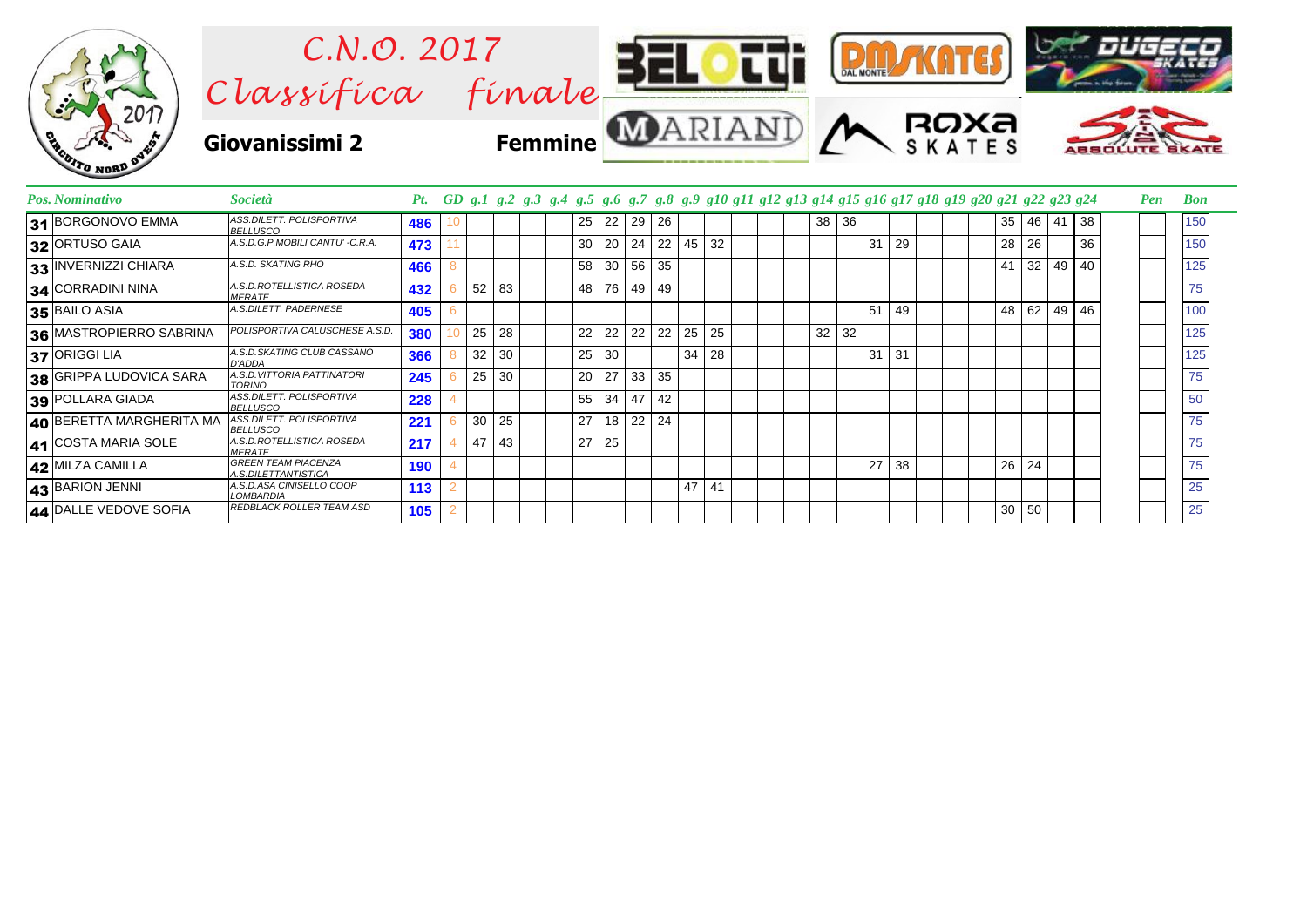# C.N.O. 2017
# Classifica finale

## Giovanissimi 2 — Femmine

| Pos. | Nominativo | Società | Pt. | GD | g.1 | g.2 | g.3 | g.4 | g.5 | g.6 | g.7 | g.8 | g.9 | g.10 | g.11 | g.12 | g.13 | g.14 | g.15 | g.16 | g.17 | g.18 | g.19 | g.20 | g.21 | g.22 | g.23 | g.24 | Pen | Bon |
|---|---|---|---|---|---|---|---|---|---|---|---|---|---|---|---|---|---|---|---|---|---|---|---|---|---|---|---|---|---|---|
| 31 | BORGONOVO EMMA | ASS.DILETT. POLISPORTIVA BELLUSCO | 486 | 10 | | | | | 25 | 22 | 29 | 26 | | | | | | 38 | 36 | | | | | | 35 | 46 | 41 | 38 | | 150 |
| 32 | ORTUSO GAIA | A.S.D.G.P.MOBILI CANTU' -C.R.A. | 473 | 11 | | | | | 30 | 20 | 24 | 22 | 45 | 32 | | | | | | 31 | 29 | | | | 28 | 26 | | 36 | | 150 |
| 33 | INVERNIZZI CHIARA | A.S.D. SKATING RHO | 466 | 8 | | | | | 58 | 30 | 56 | 35 | | | | | | | | | | | | | 41 | 32 | 49 | 40 | | 125 |
| 34 | CORRADINI NINA | A.S.D.ROTELLISTICA ROSEDA MERATE | 432 | 6 | 52 | 83 | | | 48 | 76 | 49 | 49 | | | | | | | | | | | | | | | | | | 75 |
| 35 | BAILO ASIA | A.S.DILETT. PADERNESE | 405 | 6 | | | | | | | | | | | | | | | | 51 | 49 | | | | 48 | 62 | 49 | 46 | | 100 |
| 36 | MASTROPIERRO SABRINA | POLISPORTIVA CALUSCHESE A.S.D. | 380 | 10 | 25 | 28 | | | 22 | 22 | 22 | 22 | 25 | 25 | | | | 32 | 32 | | | | | | | | | | | 125 |
| 37 | ORIGGI LIA | A.S.D.SKATING CLUB CASSANO D'ADDA | 366 | 8 | 32 | 30 | | | 25 | 30 | | | 34 | 28 | | | | | | 31 | 31 | | | | | | | | | 125 |
| 38 | GRIPPA LUDOVICA SARA | A.S.D.VITTORIA PATTINATORI TORINO | 245 | 6 | 25 | 30 | | | 20 | 27 | 33 | 35 | | | | | | | | | | | | | | | | | | 75 |
| 39 | POLLARA GIADA | ASS.DILETT. POLISPORTIVA BELLUSCO | 228 | 4 | | | | | 55 | 34 | 47 | 42 | | | | | | | | | | | | | | | | | | 50 |
| 40 | BERETTA MARGHERITA MA | ASS.DILETT. POLISPORTIVA BELLUSCO | 221 | 6 | 30 | 25 | | | 27 | 18 | 22 | 24 | | | | | | | | | | | | | | | | | | 75 |
| 41 | COSTA MARIA SOLE | A.S.D.ROTELLISTICA ROSEDA MERATE | 217 | 4 | 47 | 43 | | | 27 | 25 | | | | | | | | | | | | | | | | | | | | 75 |
| 42 | MILZA CAMILLA | GREEN TEAM PIACENZA A.S.DILETTANTISTICA | 190 | 4 | | | | | | | | | | | | | | | | 27 | 38 | | | | 26 | 24 | | | | 75 |
| 43 | BARION JENNI | A.S.D.ASA CINISELLO COOP LOMBARDIA | 113 | 2 | | | | | | | | | 47 | 41 | | | | | | | | | | | | | | | | 25 |
| 44 | DALLE VEDOVE SOFIA | REDBLACK ROLLER TEAM ASD | 105 | 2 | | | | | | | | | | | | | | | | | | | | | 30 | 50 | | | | 25 |